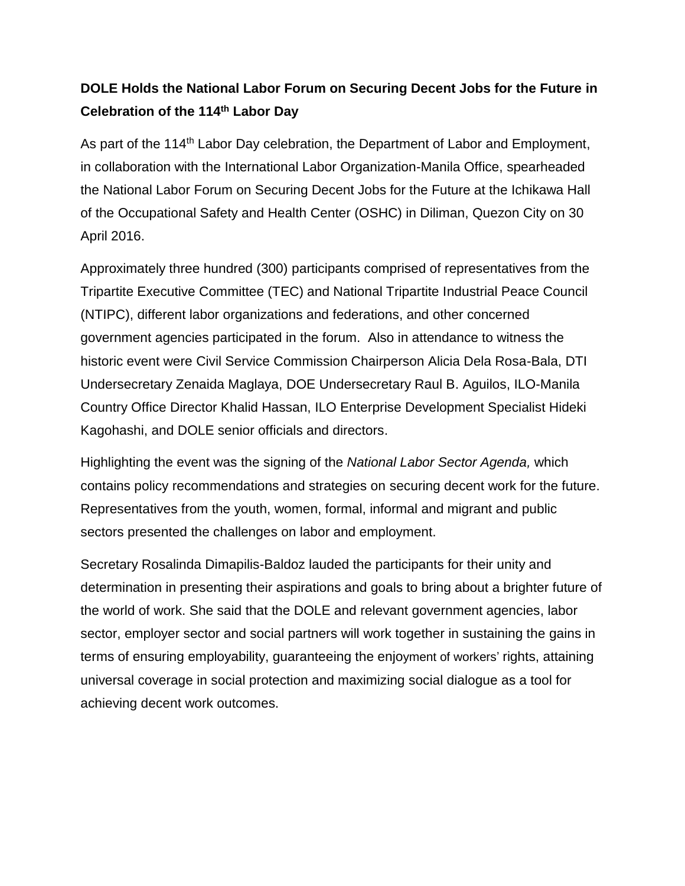**DOLE Holds the National Labor Forum on Securing Decent Jobs for the Future in Celebration of the 114th Labor Day**

As part of the 114th Labor Day celebration, the Department of Labor and Employment, in collaboration with the International Labor Organization-Manila Office, spearheaded the National Labor Forum on Securing Decent Jobs for the Future at the Ichikawa Hall of the Occupational Safety and Health Center (OSHC) in Diliman, Quezon City on 30 April 2016.

Approximately three hundred (300) participants comprised of representatives from the Tripartite Executive Committee (TEC) and National Tripartite Industrial Peace Council (NTIPC), different labor organizations and federations, and other concerned government agencies participated in the forum. Also in attendance to witness the historic event were Civil Service Commission Chairperson Alicia Dela Rosa-Bala, DTI Undersecretary Zenaida Maglaya, DOE Undersecretary Raul B. Aguilos, ILO-Manila Country Office Director Khalid Hassan, ILO Enterprise Development Specialist Hideki Kagohashi, and DOLE senior officials and directors.

Highlighting the event was the signing of the *National Labor Sector Agenda,* which contains policy recommendations and strategies on securing decent work for the future. Representatives from the youth, women, formal, informal and migrant and public sectors presented the challenges on labor and employment.

Secretary Rosalinda Dimapilis-Baldoz lauded the participants for their unity and determination in presenting their aspirations and goals to bring about a brighter future of the world of work. She said that the DOLE and relevant government agencies, labor sector, employer sector and social partners will work together in sustaining the gains in terms of ensuring employability, guaranteeing the enjoyment of workers' rights, attaining universal coverage in social protection and maximizing social dialogue as a tool for achieving decent work outcomes.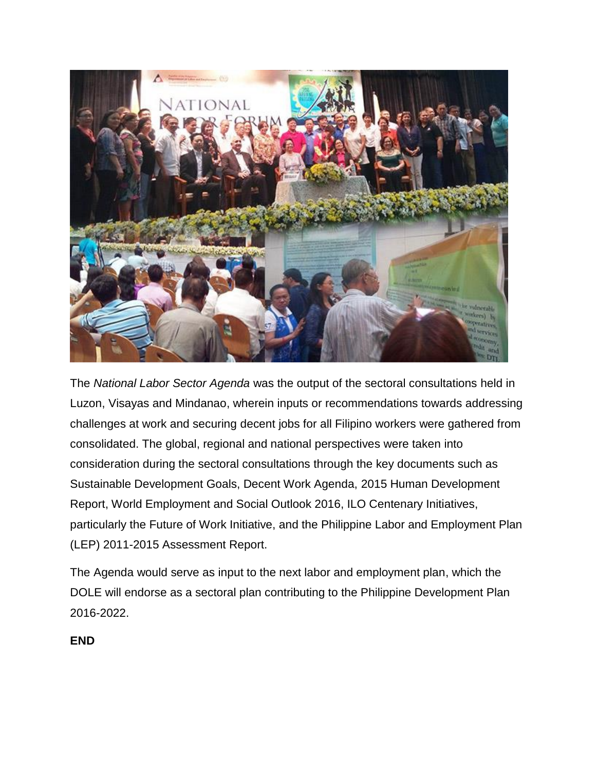The *National Labor Sector Agenda* was the output of the sectoral consultations held in Luzon, Visayas and Mindanao, wherein inputs or recommendations towards addressing challenges at work and securing decent jobs for all Filipino workers were gathered from consolidated. The global, regional and national perspectives were taken into consideration during the sectoral consultations through the key documents such as Sustainable Development Goals, Decent Work Agenda, 2015 Human Development Report, World Employment and Social Outlook 2016, ILO Centenary Initiatives, particularly the Future of Work Initiative, and the Philippine Labor and Employment Plan (LEP) 2011-2015 Assessment Report.

The Agenda would serve as input to the next labor and employment plan, which the DOLE will endorse as a sectoral plan contributing to the Philippine Development Plan 2016-2022.

**END**